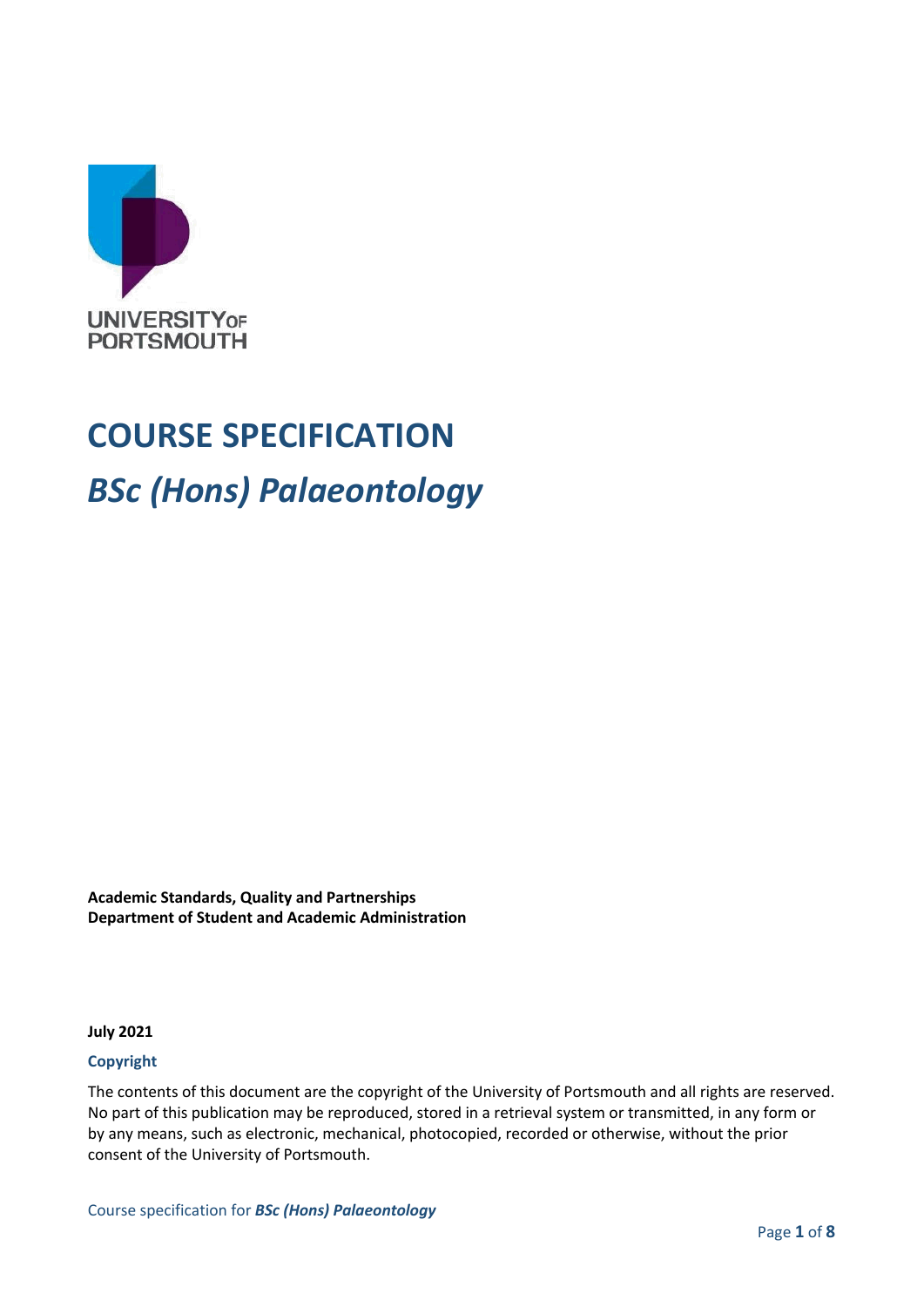UNIVERSITY OF PORTSMOUTH

# COURSE SPECIFICATION

## *BSc (Hons) Palaeontology*

**Academic Standards, Quality and Partnerships**
**Department of Student and Academic Administration**

**July 2021**

**Copyright**

The contents of this document are the copyright of the University of Portsmouth and all rights are reserved. No part of this publication may be reproduced, stored in a retrieval system or transmitted, in any form or by any means, such as electronic, mechanical, photocopied, recorded or otherwise, without the prior consent of the University of Portsmouth.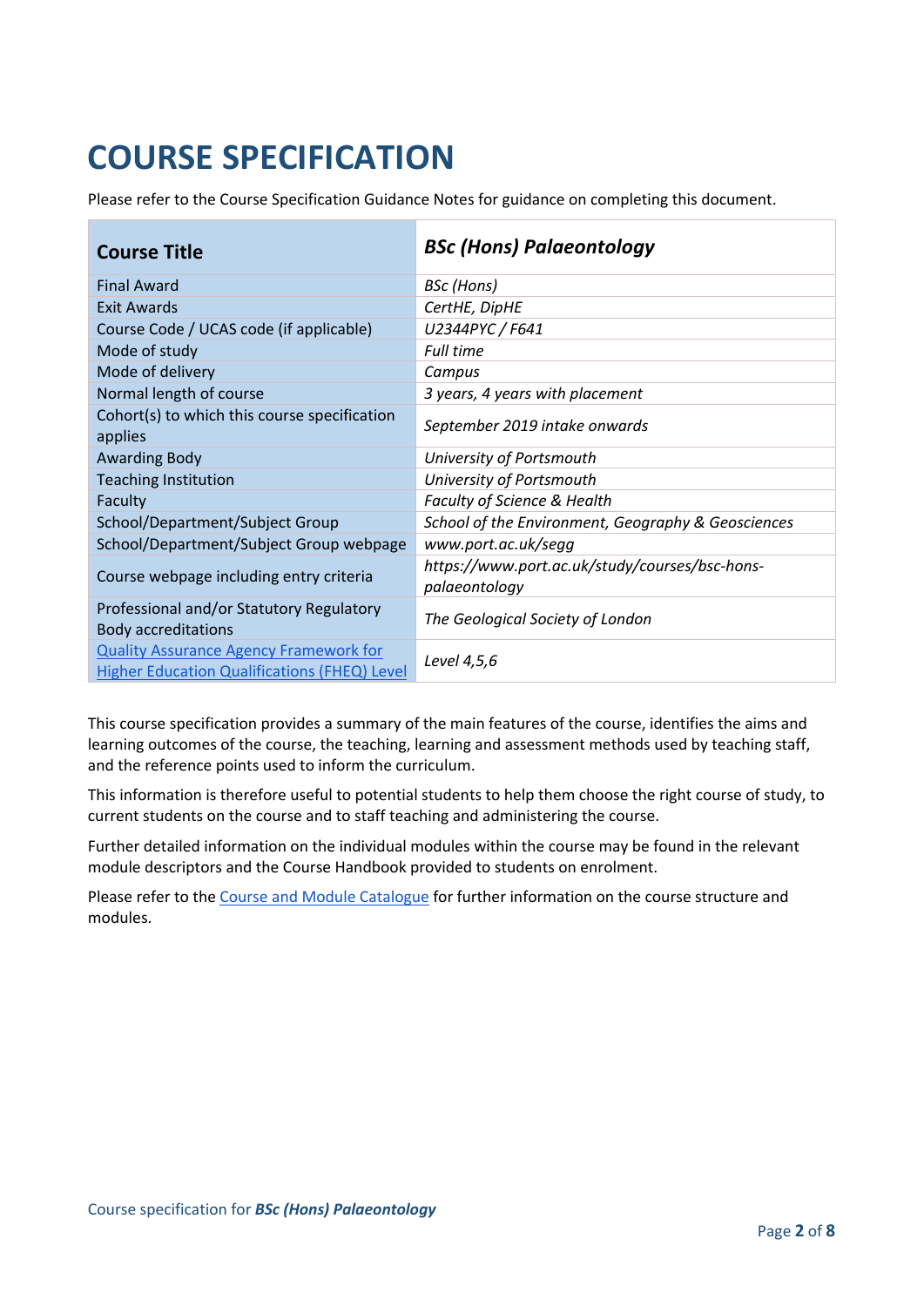# COURSE SPECIFICATION

Please refer to the Course Specification Guidance Notes for guidance on completing this document.

| **Course Title** | ***BSc (Hons) Palaeontology*** |
|---|---|
| Final Award | *BSc (Hons)* |
| Exit Awards | *CertHE, DipHE* |
| Course Code / UCAS code (if applicable) | *U2344PYC / F641* |
| Mode of study | *Full time* |
| Mode of delivery | *Campus* |
| Normal length of course | *3 years, 4 years with placement* |
| Cohort(s) to which this course specification applies | *September 2019 intake onwards* |
| Awarding Body | *University of Portsmouth* |
| Teaching Institution | *University of Portsmouth* |
| Faculty | *Faculty of Science & Health* |
| School/Department/Subject Group | *School of the Environment, Geography & Geosciences* |
| School/Department/Subject Group webpage | *www.port.ac.uk/segg* |
| Course webpage including entry criteria | *https://www.port.ac.uk/study/courses/bsc-hons-palaeontology* |
| Professional and/or Statutory Regulatory Body accreditations | *The Geological Society of London* |
| Quality Assurance Agency Framework for Higher Education Qualifications (FHEQ) Level | *Level 4,5,6* |

This course specification provides a summary of the main features of the course, identifies the aims and learning outcomes of the course, the teaching, learning and assessment methods used by teaching staff, and the reference points used to inform the curriculum.

This information is therefore useful to potential students to help them choose the right course of study, to current students on the course and to staff teaching and administering the course.

Further detailed information on the individual modules within the course may be found in the relevant module descriptors and the Course Handbook provided to students on enrolment.

Please refer to the Course and Module Catalogue for further information on the course structure and modules.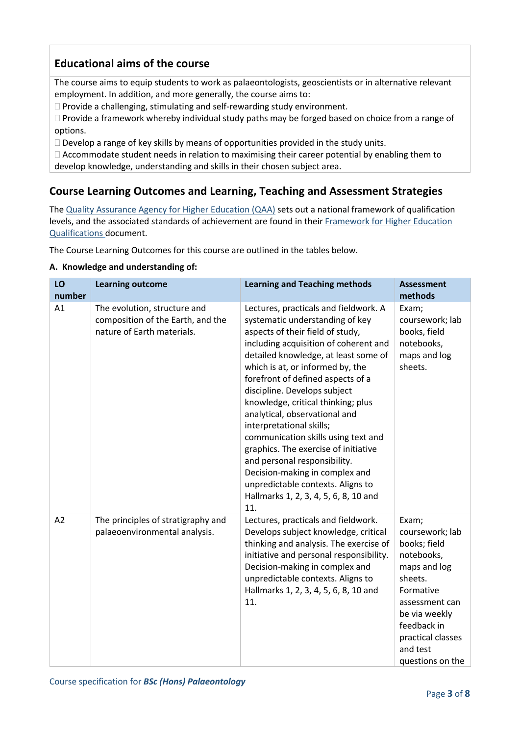## Educational aims of the course

The course aims to equip students to work as palaeontologists, geoscientists or in alternative relevant employment. In addition, and more generally, the course aims to:

- Provide a challenging, stimulating and self-rewarding study environment.
- Provide a framework whereby individual study paths may be forged based on choice from a range of options.
- Develop a range of key skills by means of opportunities provided in the study units.
- Accommodate student needs in relation to maximising their career potential by enabling them to develop knowledge, understanding and skills in their chosen subject area.

## Course Learning Outcomes and Learning, Teaching and Assessment Strategies

The Quality Assurance Agency for Higher Education (QAA) sets out a national framework of qualification levels, and the associated standards of achievement are found in their Framework for Higher Education Qualifications document.

The Course Learning Outcomes for this course are outlined in the tables below.

**A. Knowledge and understanding of:**

| LO number | Learning outcome | Learning and Teaching methods | Assessment methods |
|---|---|---|---|
| A1 | The evolution, structure and composition of the Earth, and the nature of Earth materials. | Lectures, practicals and fieldwork. A systematic understanding of key aspects of their field of study, including acquisition of coherent and detailed knowledge, at least some of which is at, or informed by, the forefront of defined aspects of a discipline. Develops subject knowledge, critical thinking; plus analytical, observational and interpretational skills; communication skills using text and graphics. The exercise of initiative and personal responsibility. Decision-making in complex and unpredictable contexts. Aligns to Hallmarks 1, 2, 3, 4, 5, 6, 8, 10 and 11. | Exam; coursework; lab books, field notebooks, maps and log sheets. |
| A2 | The principles of stratigraphy and palaeoenvironmental analysis. | Lectures, practicals and fieldwork. Develops subject knowledge, critical thinking and analysis. The exercise of initiative and personal responsibility. Decision-making in complex and unpredictable contexts. Aligns to Hallmarks 1, 2, 3, 4, 5, 6, 8, 10 and 11. | Exam; coursework; lab books; field notebooks, maps and log sheets. Formative assessment can be via weekly feedback in practical classes and test questions on the |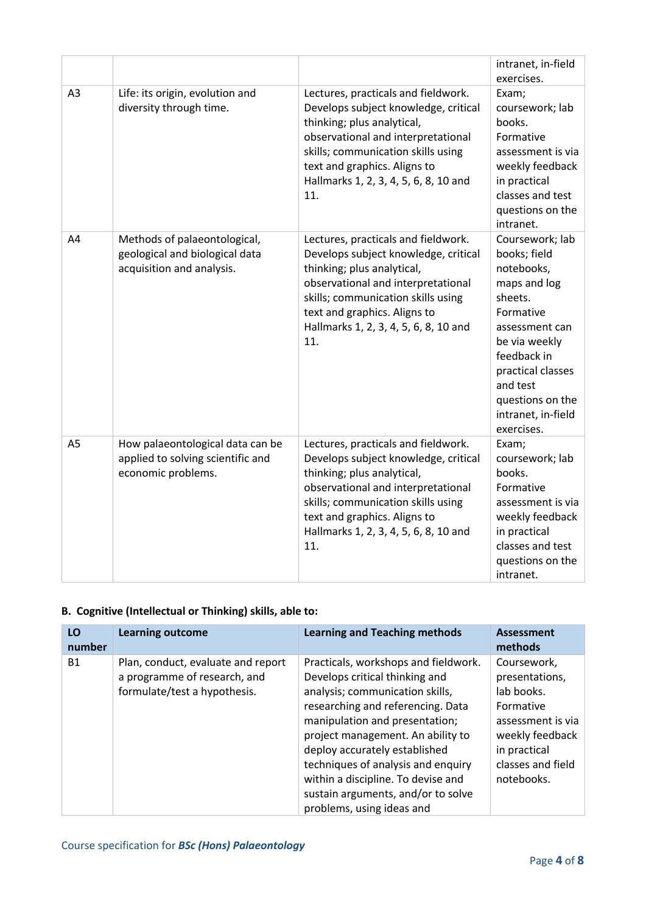| | | | intranet, in-field exercises. |
|---|---|---|---|
| A3 | Life: its origin, evolution and diversity through time. | Lectures, practicals and fieldwork. Develops subject knowledge, critical thinking; plus analytical, observational and interpretational skills; communication skills using text and graphics. Aligns to Hallmarks 1, 2, 3, 4, 5, 6, 8, 10 and 11. | Exam; coursework; lab books. Formative assessment is via weekly feedback in practical classes and test questions on the intranet. |
| A4 | Methods of palaeontological, geological and biological data acquisition and analysis. | Lectures, practicals and fieldwork. Develops subject knowledge, critical thinking; plus analytical, observational and interpretational skills; communication skills using text and graphics. Aligns to Hallmarks 1, 2, 3, 4, 5, 6, 8, 10 and 11. | Coursework; lab books; field notebooks, maps and log sheets. Formative assessment can be via weekly feedback in practical classes and test questions on the intranet, in-field exercises. |
| A5 | How palaeontological data can be applied to solving scientific and economic problems. | Lectures, practicals and fieldwork. Develops subject knowledge, critical thinking; plus analytical, observational and interpretational skills; communication skills using text and graphics. Aligns to Hallmarks 1, 2, 3, 4, 5, 6, 8, 10 and 11. | Exam; coursework; lab books. Formative assessment is via weekly feedback in practical classes and test questions on the intranet. |

**B. Cognitive (Intellectual or Thinking) skills, able to:**

| LO number | Learning outcome | Learning and Teaching methods | Assessment methods |
|---|---|---|---|
| B1 | Plan, conduct, evaluate and report a programme of research, and formulate/test a hypothesis. | Practicals, workshops and fieldwork. Develops critical thinking and analysis; communication skills, researching and referencing. Data manipulation and presentation; project management. An ability to deploy accurately established techniques of analysis and enquiry within a discipline. To devise and sustain arguments, and/or to solve problems, using ideas and | Coursework, presentations, lab books. Formative assessment is via weekly feedback in practical classes and field notebooks. |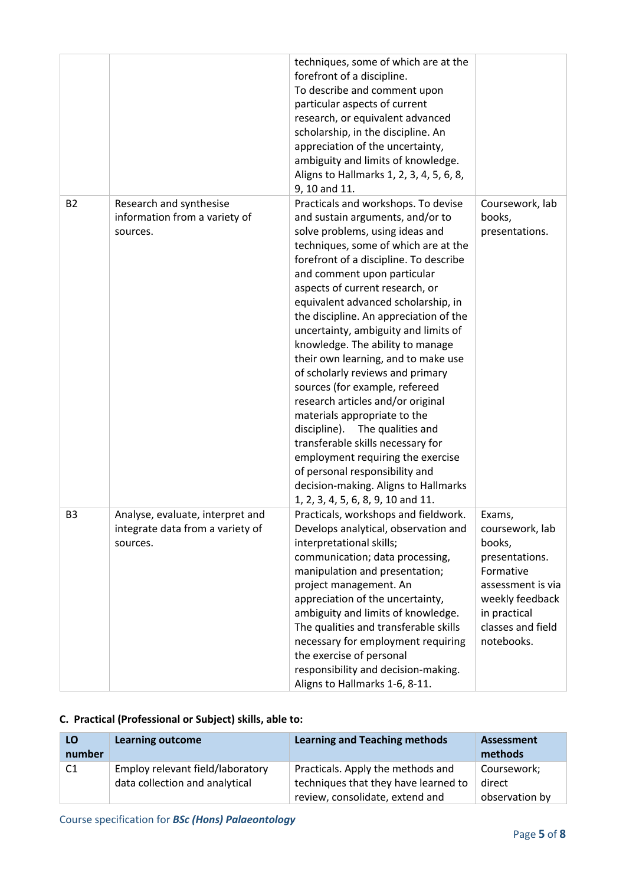| | | techniques, some of which are at the forefront of a discipline. To describe and comment upon particular aspects of current research, or equivalent advanced scholarship, in the discipline. An appreciation of the uncertainty, ambiguity and limits of knowledge. Aligns to Hallmarks 1, 2, 3, 4, 5, 6, 8, 9, 10 and 11. | |
|---|---|---|---|
| B2 | Research and synthesise information from a variety of sources. | Practicals and workshops. To devise and sustain arguments, and/or to solve problems, using ideas and techniques, some of which are at the forefront of a discipline. To describe and comment upon particular aspects of current research, or equivalent advanced scholarship, in the discipline. An appreciation of the uncertainty, ambiguity and limits of knowledge. The ability to manage their own learning, and to make use of scholarly reviews and primary sources (for example, refereed research articles and/or original materials appropriate to the discipline). The qualities and transferable skills necessary for employment requiring the exercise of personal responsibility and decision-making. Aligns to Hallmarks 1, 2, 3, 4, 5, 6, 8, 9, 10 and 11. | Coursework, lab books, presentations. |
| B3 | Analyse, evaluate, interpret and integrate data from a variety of sources. | Practicals, workshops and fieldwork. Develops analytical, observation and interpretational skills; communication; data processing, manipulation and presentation; project management. An appreciation of the uncertainty, ambiguity and limits of knowledge. The qualities and transferable skills necessary for employment requiring the exercise of personal responsibility and decision-making. Aligns to Hallmarks 1-6, 8-11. | Exams, coursework, lab books, presentations. Formative assessment is via weekly feedback in practical classes and field notebooks. |

**C. Practical (Professional or Subject) skills, able to:**

| LO number | Learning outcome | Learning and Teaching methods | Assessment methods |
|---|---|---|---|
| C1 | Employ relevant field/laboratory data collection and analytical | Practicals. Apply the methods and techniques that they have learned to review, consolidate, extend and | Coursework; direct observation by |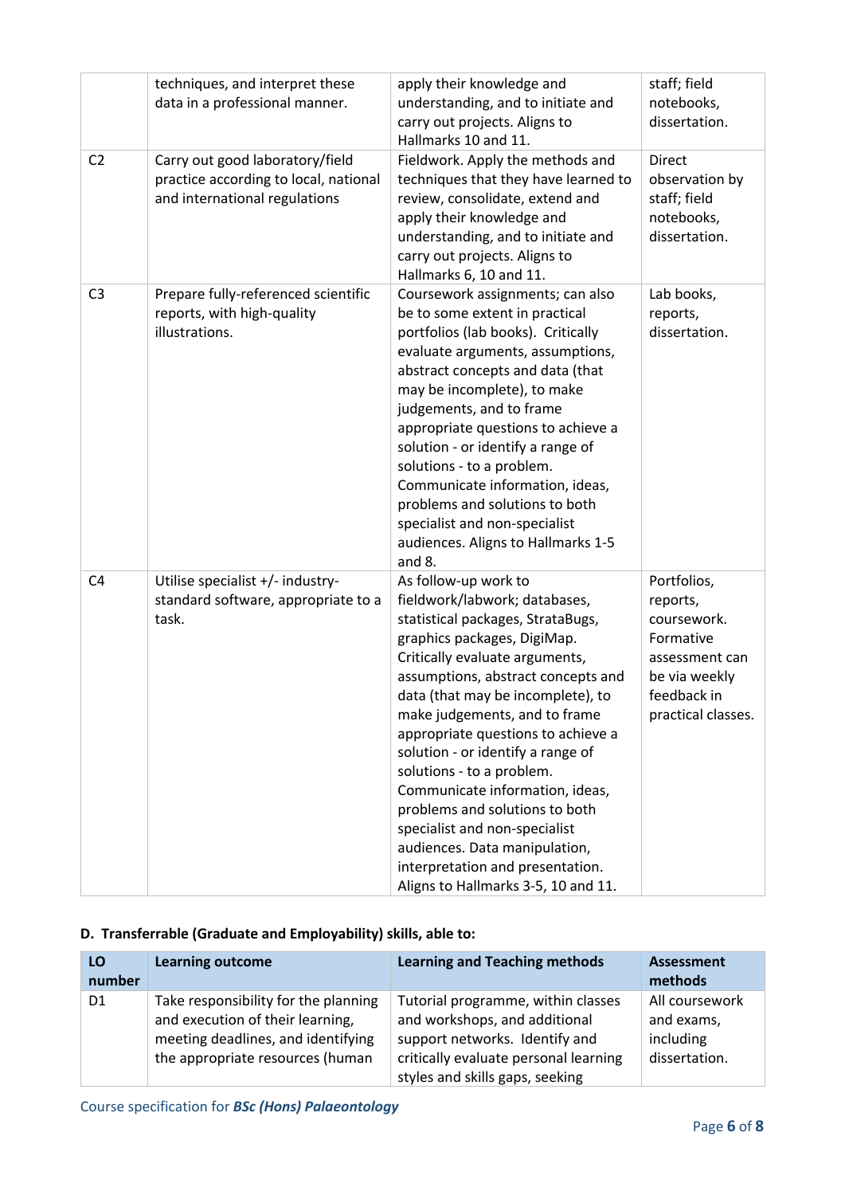| | | | |
|---|---|---|---|
| | techniques, and interpret these data in a professional manner. | apply their knowledge and understanding, and to initiate and carry out projects. Aligns to Hallmarks 10 and 11. | staff; field notebooks, dissertation. |
| C2 | Carry out good laboratory/field practice according to local, national and international regulations | Fieldwork. Apply the methods and techniques that they have learned to review, consolidate, extend and apply their knowledge and understanding, and to initiate and carry out projects. Aligns to Hallmarks 6, 10 and 11. | Direct observation by staff; field notebooks, dissertation. |
| C3 | Prepare fully-referenced scientific reports, with high-quality illustrations. | Coursework assignments; can also be to some extent in practical portfolios (lab books). Critically evaluate arguments, assumptions, abstract concepts and data (that may be incomplete), to make judgements, and to frame appropriate questions to achieve a solution - or identify a range of solutions - to a problem. Communicate information, ideas, problems and solutions to both specialist and non-specialist audiences. Aligns to Hallmarks 1-5 and 8. | Lab books, reports, dissertation. |
| C4 | Utilise specialist +/- industry-standard software, appropriate to a task. | As follow-up work to fieldwork/labwork; databases, statistical packages, StrataBugs, graphics packages, DigiMap. Critically evaluate arguments, assumptions, abstract concepts and data (that may be incomplete), to make judgements, and to frame appropriate questions to achieve a solution - or identify a range of solutions - to a problem. Communicate information, ideas, problems and solutions to both specialist and non-specialist audiences. Data manipulation, interpretation and presentation. Aligns to Hallmarks 3-5, 10 and 11. | Portfolios, reports, coursework. Formative assessment can be via weekly feedback in practical classes. |

**D. Transferrable (Graduate and Employability) skills, able to:**

| LO number | Learning outcome | Learning and Teaching methods | Assessment methods |
|---|---|---|---|
| D1 | Take responsibility for the planning and execution of their learning, meeting deadlines, and identifying the appropriate resources (human | Tutorial programme, within classes and workshops, and additional support networks. Identify and critically evaluate personal learning styles and skills gaps, seeking | All coursework and exams, including dissertation. |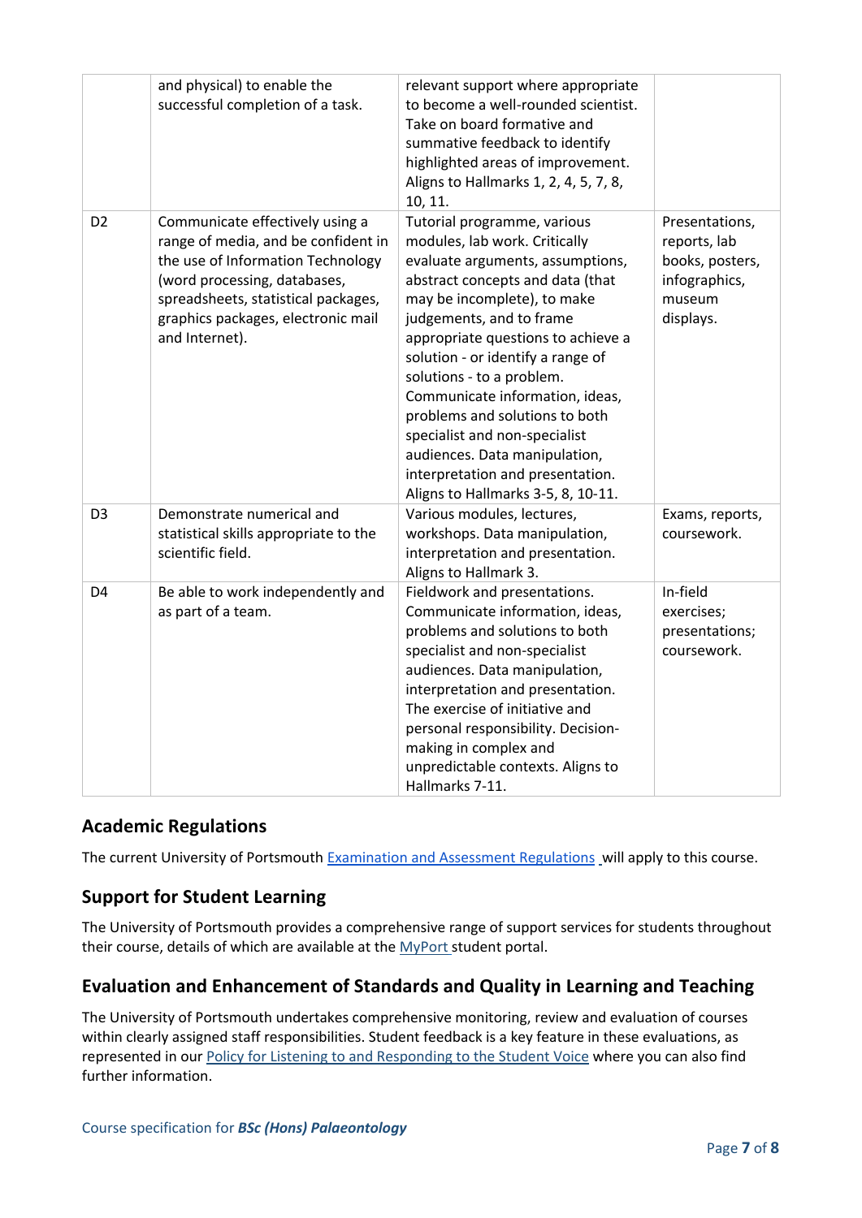| | | | |
|---|---|---|---|
| | and physical) to enable the successful completion of a task. | relevant support where appropriate to become a well-rounded scientist. Take on board formative and summative feedback to identify highlighted areas of improvement. Aligns to Hallmarks 1, 2, 4, 5, 7, 8, 10, 11. | |
| D2 | Communicate effectively using a range of media, and be confident in the use of Information Technology (word processing, databases, spreadsheets, statistical packages, graphics packages, electronic mail and Internet). | Tutorial programme, various modules, lab work. Critically evaluate arguments, assumptions, abstract concepts and data (that may be incomplete), to make judgements, and to frame appropriate questions to achieve a solution - or identify a range of solutions - to a problem. Communicate information, ideas, problems and solutions to both specialist and non-specialist audiences. Data manipulation, interpretation and presentation. Aligns to Hallmarks 3-5, 8, 10-11. | Presentations, reports, lab books, posters, infographics, museum displays. |
| D3 | Demonstrate numerical and statistical skills appropriate to the scientific field. | Various modules, lectures, workshops. Data manipulation, interpretation and presentation. Aligns to Hallmark 3. | Exams, reports, coursework. |
| D4 | Be able to work independently and as part of a team. | Fieldwork and presentations. Communicate information, ideas, problems and solutions to both specialist and non-specialist audiences. Data manipulation, interpretation and presentation. The exercise of initiative and personal responsibility. Decision-making in complex and unpredictable contexts. Aligns to Hallmarks 7-11. | In-field exercises; presentations; coursework. |

## Academic Regulations

The current University of Portsmouth Examination and Assessment Regulations will apply to this course.

## Support for Student Learning

The University of Portsmouth provides a comprehensive range of support services for students throughout their course, details of which are available at the MyPort student portal.

## Evaluation and Enhancement of Standards and Quality in Learning and Teaching

The University of Portsmouth undertakes comprehensive monitoring, review and evaluation of courses within clearly assigned staff responsibilities. Student feedback is a key feature in these evaluations, as represented in our Policy for Listening to and Responding to the Student Voice where you can also find further information.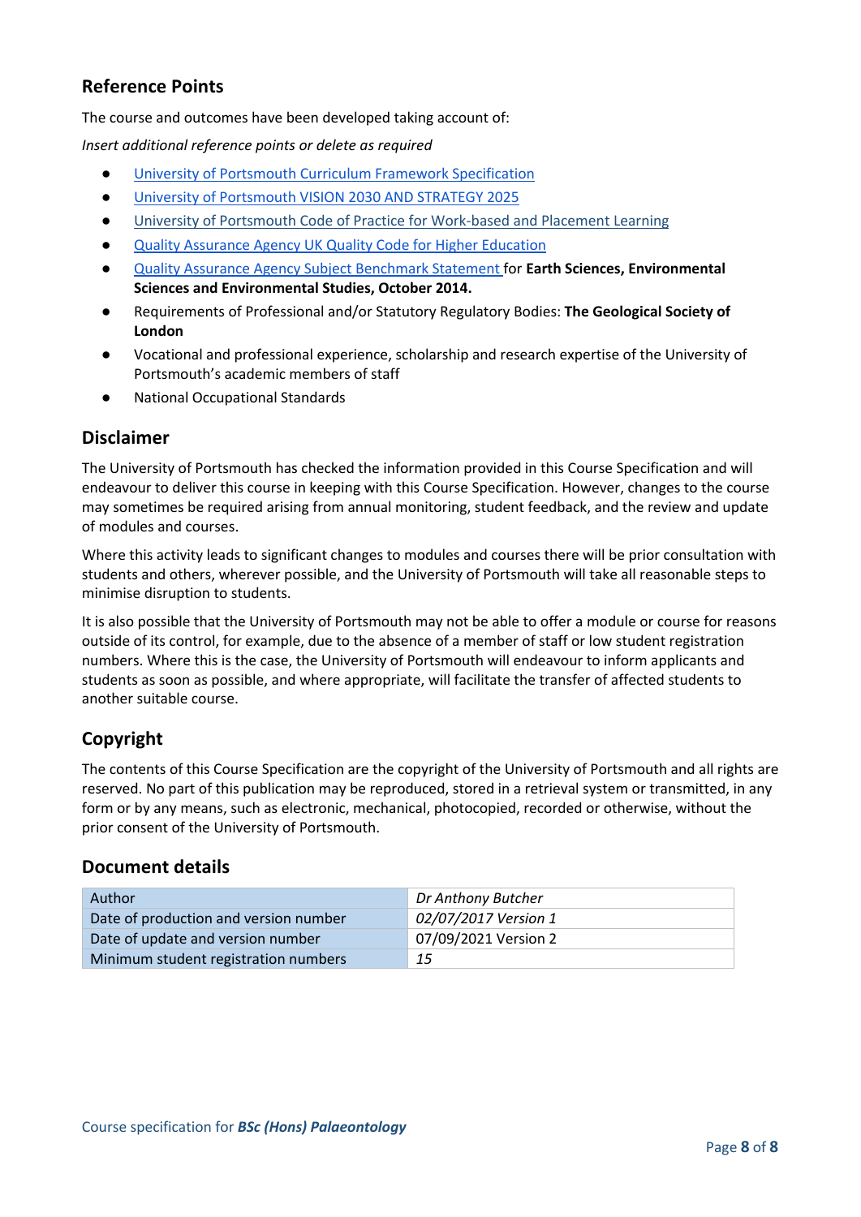## Reference Points

The course and outcomes have been developed taking account of:

*Insert additional reference points or delete as required*

- University of Portsmouth Curriculum Framework Specification
- University of Portsmouth VISION 2030 AND STRATEGY 2025
- University of Portsmouth Code of Practice for Work-based and Placement Learning
- Quality Assurance Agency UK Quality Code for Higher Education
- Quality Assurance Agency Subject Benchmark Statement for **Earth Sciences, Environmental Sciences and Environmental Studies, October 2014.**
- Requirements of Professional and/or Statutory Regulatory Bodies: **The Geological Society of London**
- Vocational and professional experience, scholarship and research expertise of the University of Portsmouth's academic members of staff
- National Occupational Standards

## Disclaimer

The University of Portsmouth has checked the information provided in this Course Specification and will endeavour to deliver this course in keeping with this Course Specification. However, changes to the course may sometimes be required arising from annual monitoring, student feedback, and the review and update of modules and courses.

Where this activity leads to significant changes to modules and courses there will be prior consultation with students and others, wherever possible, and the University of Portsmouth will take all reasonable steps to minimise disruption to students.

It is also possible that the University of Portsmouth may not be able to offer a module or course for reasons outside of its control, for example, due to the absence of a member of staff or low student registration numbers. Where this is the case, the University of Portsmouth will endeavour to inform applicants and students as soon as possible, and where appropriate, will facilitate the transfer of affected students to another suitable course.

## Copyright

The contents of this Course Specification are the copyright of the University of Portsmouth and all rights are reserved. No part of this publication may be reproduced, stored in a retrieval system or transmitted, in any form or by any means, such as electronic, mechanical, photocopied, recorded or otherwise, without the prior consent of the University of Portsmouth.

## Document details

| | |
|---|---|
| Author | *Dr Anthony Butcher* |
| Date of production and version number | *02/07/2017 Version 1* |
| Date of update and version number | 07/09/2021 Version 2 |
| Minimum student registration numbers | *15* |

Course specification for ***BSc (Hons) Palaeontology***